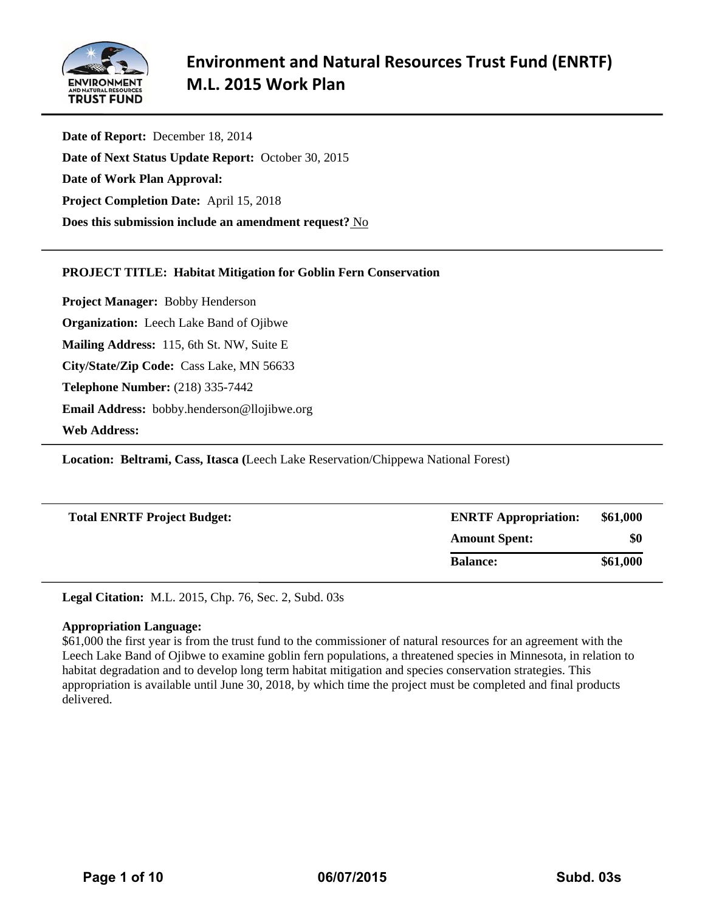# Environment and Natural Resources Trust Fund (ENRTF) M.L. 2015 Work Plan

**Date of Report:** December 18, 2014

**Date of Next Status Update Report:** October 30, 2015

**Date of Work Plan Approval:**

**Project Completion Date:** April 15, 2018

**Does this submission include an amendment request?** No

---

**PROJECT TITLE: Habitat Mitigation for Goblin Fern Conservation**

**Project Manager:** Bobby Henderson

**Organization:** Leech Lake Band of Ojibwe

**Mailing Address:** 115, 6th St. NW, Suite E

**City/State/Zip Code:** Cass Lake, MN 56633

**Telephone Number:** (218) 335-7442

**Email Address:** bobby.henderson@llojibwe.org

**Web Address:**

---

**Location: Beltrami, Cass, Itasca (**Leech Lake Reservation/Chippewa National Forest)

---

| Total ENRTF Project Budget: | ENRTF Appropriation: | $61,000 |
|---|---|---|
| | Amount Spent: | $0 |
| | Balance: | $61,000 |

---

**Legal Citation:** M.L. 2015, Chp. 76, Sec. 2, Subd. 03s

**Appropriation Language:**

$61,000 the first year is from the trust fund to the commissioner of natural resources for an agreement with the Leech Lake Band of Ojibwe to examine goblin fern populations, a threatened species in Minnesota, in relation to habitat degradation and to develop long term habitat mitigation and species conservation strategies. This appropriation is available until June 30, 2018, by which time the project must be completed and final products delivered.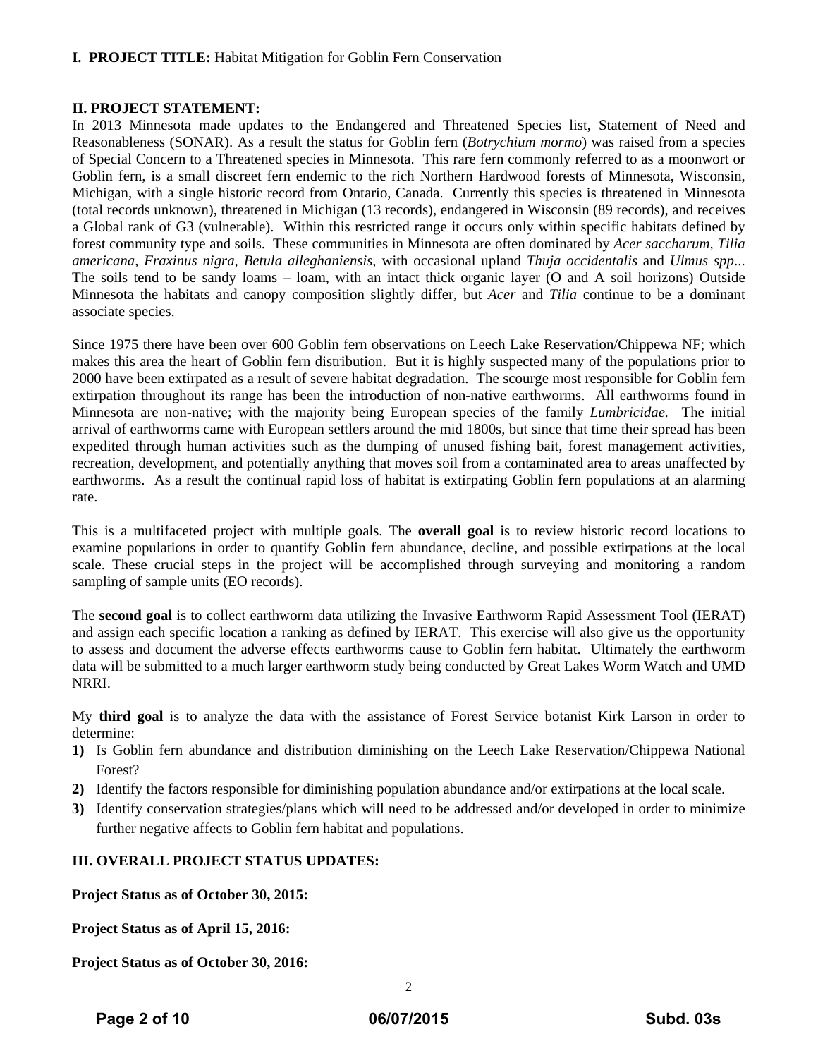**I. PROJECT TITLE:** Habitat Mitigation for Goblin Fern Conservation

**II. PROJECT STATEMENT:**

In 2013 Minnesota made updates to the Endangered and Threatened Species list, Statement of Need and Reasonableness (SONAR). As a result the status for Goblin fern (*Botrychium mormo*) was raised from a species of Special Concern to a Threatened species in Minnesota. This rare fern commonly referred to as a moonwort or Goblin fern, is a small discreet fern endemic to the rich Northern Hardwood forests of Minnesota, Wisconsin, Michigan, with a single historic record from Ontario, Canada. Currently this species is threatened in Minnesota (total records unknown), threatened in Michigan (13 records), endangered in Wisconsin (89 records), and receives a Global rank of G3 (vulnerable). Within this restricted range it occurs only within specific habitats defined by forest community type and soils. These communities in Minnesota are often dominated by *Acer saccharum*, *Tilia americana*, *Fraxinus nigra*, *Betula alleghaniensis*, with occasional upland *Thuja occidentalis* and *Ulmus spp*... The soils tend to be sandy loams – loam, with an intact thick organic layer (O and A soil horizons) Outside Minnesota the habitats and canopy composition slightly differ, but *Acer* and *Tilia* continue to be a dominant associate species.

Since 1975 there have been over 600 Goblin fern observations on Leech Lake Reservation/Chippewa NF; which makes this area the heart of Goblin fern distribution. But it is highly suspected many of the populations prior to 2000 have been extirpated as a result of severe habitat degradation. The scourge most responsible for Goblin fern extirpation throughout its range has been the introduction of non-native earthworms. All earthworms found in Minnesota are non-native; with the majority being European species of the family *Lumbricidae.* The initial arrival of earthworms came with European settlers around the mid 1800s, but since that time their spread has been expedited through human activities such as the dumping of unused fishing bait, forest management activities, recreation, development, and potentially anything that moves soil from a contaminated area to areas unaffected by earthworms. As a result the continual rapid loss of habitat is extirpating Goblin fern populations at an alarming rate.

This is a multifaceted project with multiple goals. The **overall goal** is to review historic record locations to examine populations in order to quantify Goblin fern abundance, decline, and possible extirpations at the local scale. These crucial steps in the project will be accomplished through surveying and monitoring a random sampling of sample units (EO records).

The **second goal** is to collect earthworm data utilizing the Invasive Earthworm Rapid Assessment Tool (IERAT) and assign each specific location a ranking as defined by IERAT. This exercise will also give us the opportunity to assess and document the adverse effects earthworms cause to Goblin fern habitat. Ultimately the earthworm data will be submitted to a much larger earthworm study being conducted by Great Lakes Worm Watch and UMD NRRI.

My **third goal** is to analyze the data with the assistance of Forest Service botanist Kirk Larson in order to determine:

1) Is Goblin fern abundance and distribution diminishing on the Leech Lake Reservation/Chippewa National Forest?
2) Identify the factors responsible for diminishing population abundance and/or extirpations at the local scale.
3) Identify conservation strategies/plans which will need to be addressed and/or developed in order to minimize further negative affects to Goblin fern habitat and populations.

**III. OVERALL PROJECT STATUS UPDATES:**

**Project Status as of October 30, 2015:**

**Project Status as of April 15, 2016:**

**Project Status as of October 30, 2016:**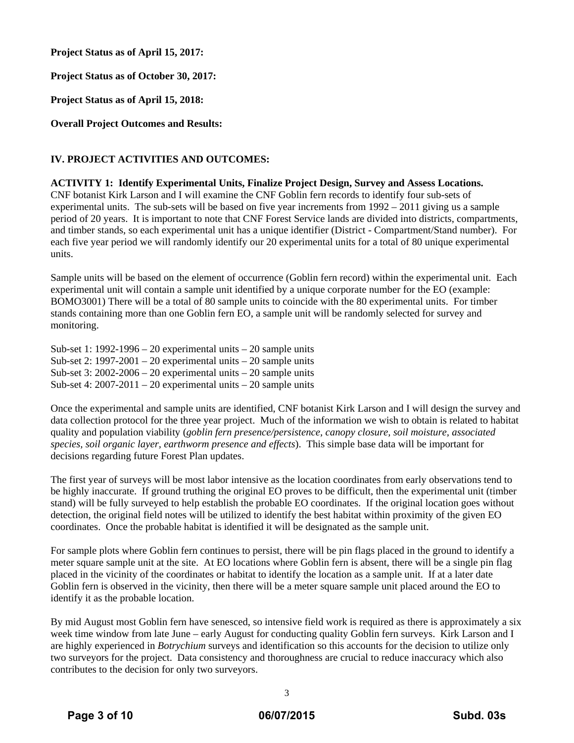**Project Status as of April 15, 2017:**

**Project Status as of October 30, 2017:**

**Project Status as of April 15, 2018:**

**Overall Project Outcomes and Results:**

## IV. PROJECT ACTIVITIES AND OUTCOMES:

**ACTIVITY 1: Identify Experimental Units, Finalize Project Design, Survey and Assess Locations.**
CNF botanist Kirk Larson and I will examine the CNF Goblin fern records to identify four sub-sets of experimental units. The sub-sets will be based on five year increments from 1992 – 2011 giving us a sample period of 20 years. It is important to note that CNF Forest Service lands are divided into districts, compartments, and timber stands, so each experimental unit has a unique identifier (District - Compartment/Stand number). For each five year period we will randomly identify our 20 experimental units for a total of 80 unique experimental units.

Sample units will be based on the element of occurrence (Goblin fern record) within the experimental unit. Each experimental unit will contain a sample unit identified by a unique corporate number for the EO (example: BOMO3001) There will be a total of 80 sample units to coincide with the 80 experimental units. For timber stands containing more than one Goblin fern EO, a sample unit will be randomly selected for survey and monitoring.

Sub-set 1: 1992-1996 – 20 experimental units – 20 sample units
Sub-set 2: 1997-2001 – 20 experimental units – 20 sample units
Sub-set 3: 2002-2006 – 20 experimental units – 20 sample units
Sub-set 4: 2007-2011 – 20 experimental units – 20 sample units

Once the experimental and sample units are identified, CNF botanist Kirk Larson and I will design the survey and data collection protocol for the three year project. Much of the information we wish to obtain is related to habitat quality and population viability (*goblin fern presence/persistence, canopy closure, soil moisture, associated species, soil organic layer, earthworm presence and effects*). This simple base data will be important for decisions regarding future Forest Plan updates.

The first year of surveys will be most labor intensive as the location coordinates from early observations tend to be highly inaccurate. If ground truthing the original EO proves to be difficult, then the experimental unit (timber stand) will be fully surveyed to help establish the probable EO coordinates. If the original location goes without detection, the original field notes will be utilized to identify the best habitat within proximity of the given EO coordinates. Once the probable habitat is identified it will be designated as the sample unit.

For sample plots where Goblin fern continues to persist, there will be pin flags placed in the ground to identify a meter square sample unit at the site. At EO locations where Goblin fern is absent, there will be a single pin flag placed in the vicinity of the coordinates or habitat to identify the location as a sample unit. If at a later date Goblin fern is observed in the vicinity, then there will be a meter square sample unit placed around the EO to identify it as the probable location.

By mid August most Goblin fern have senesced, so intensive field work is required as there is approximately a six week time window from late June – early August for conducting quality Goblin fern surveys. Kirk Larson and I are highly experienced in *Botrychium* surveys and identification so this accounts for the decision to utilize only two surveyors for the project. Data consistency and thoroughness are crucial to reduce inaccuracy which also contributes to the decision for only two surveyors.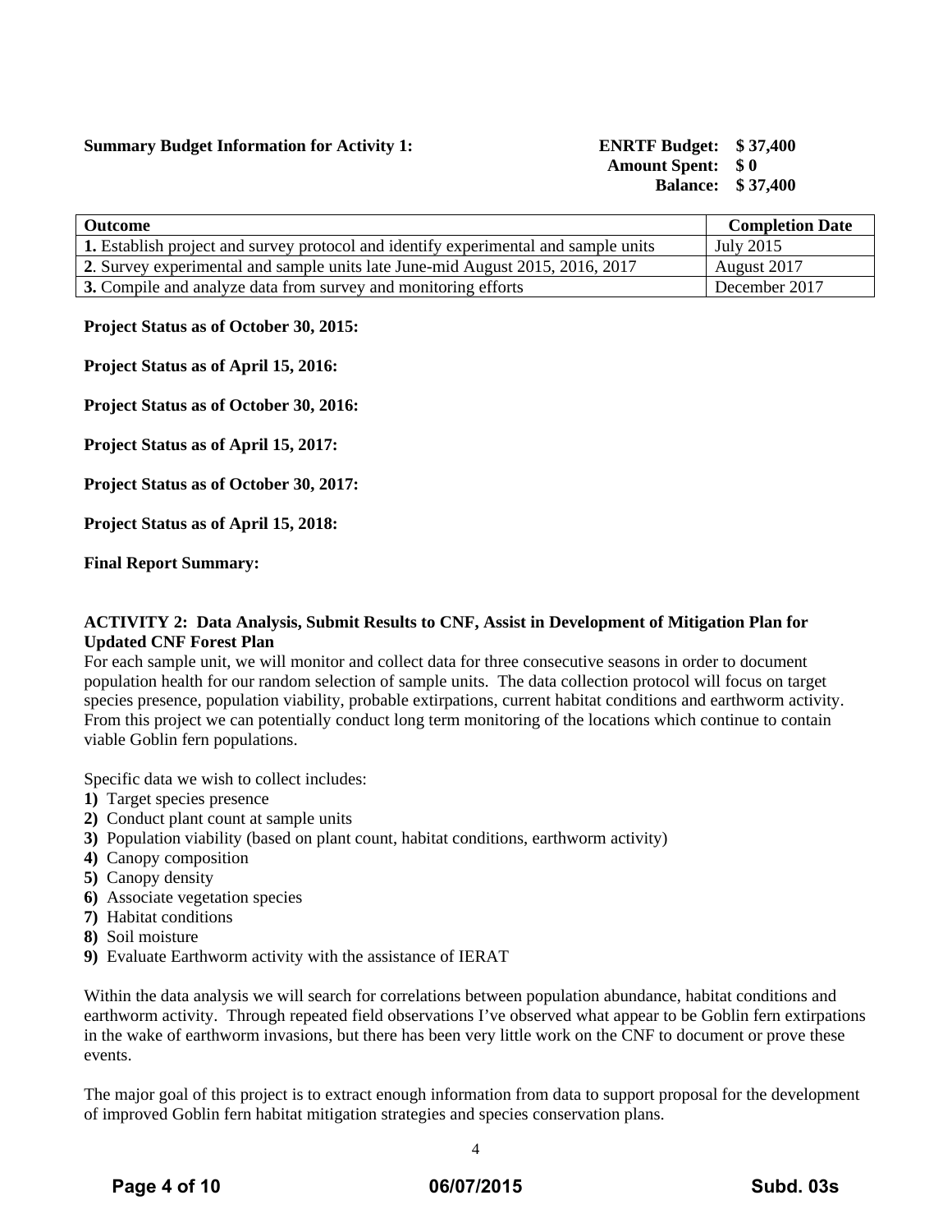**Summary Budget Information for Activity 1:** **ENRTF Budget: $ 37,400**
**Amount Spent: $ 0**
**Balance: $ 37,400**

| Outcome | Completion Date |
|---|---|
| **1.** Establish project and survey protocol and identify experimental and sample units | July 2015 |
| **2**. Survey experimental and sample units late June-mid August 2015, 2016, 2017 | August 2017 |
| **3.** Compile and analyze data from survey and monitoring efforts | December 2017 |

**Project Status as of October 30, 2015:**

**Project Status as of April 15, 2016:**

**Project Status as of October 30, 2016:**

**Project Status as of April 15, 2017:**

**Project Status as of October 30, 2017:**

**Project Status as of April 15, 2018:**

**Final Report Summary:**

**ACTIVITY 2: Data Analysis, Submit Results to CNF, Assist in Development of Mitigation Plan for Updated CNF Forest Plan**

For each sample unit, we will monitor and collect data for three consecutive seasons in order to document population health for our random selection of sample units. The data collection protocol will focus on target species presence, population viability, probable extirpations, current habitat conditions and earthworm activity. From this project we can potentially conduct long term monitoring of the locations which continue to contain viable Goblin fern populations.

Specific data we wish to collect includes:

**1)** Target species presence
**2)** Conduct plant count at sample units
**3)** Population viability (based on plant count, habitat conditions, earthworm activity)
**4)** Canopy composition
**5)** Canopy density
**6)** Associate vegetation species
**7)** Habitat conditions
**8)** Soil moisture
**9)** Evaluate Earthworm activity with the assistance of IERAT

Within the data analysis we will search for correlations between population abundance, habitat conditions and earthworm activity. Through repeated field observations I've observed what appear to be Goblin fern extirpations in the wake of earthworm invasions, but there has been very little work on the CNF to document or prove these events.

The major goal of this project is to extract enough information from data to support proposal for the development of improved Goblin fern habitat mitigation strategies and species conservation plans.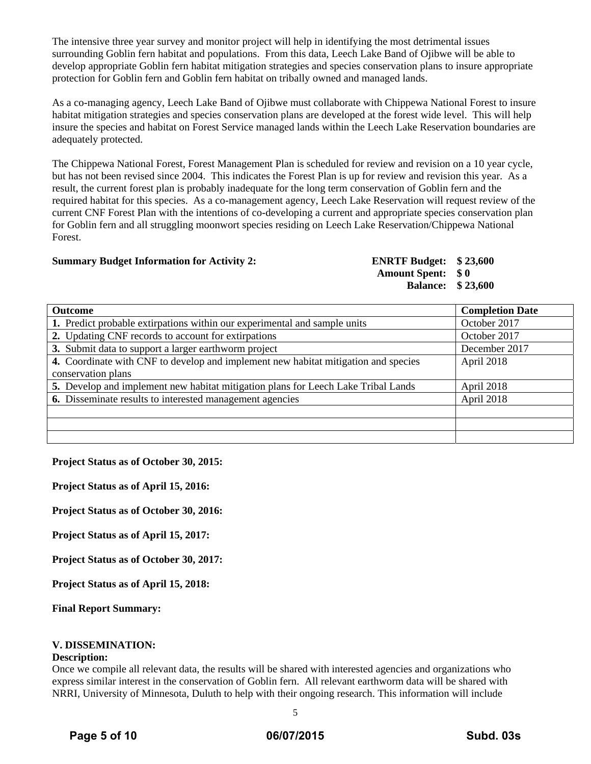The intensive three year survey and monitor project will help in identifying the most detrimental issues surrounding Goblin fern habitat and populations. From this data, Leech Lake Band of Ojibwe will be able to develop appropriate Goblin fern habitat mitigation strategies and species conservation plans to insure appropriate protection for Goblin fern and Goblin fern habitat on tribally owned and managed lands.

As a co-managing agency, Leech Lake Band of Ojibwe must collaborate with Chippewa National Forest to insure habitat mitigation strategies and species conservation plans are developed at the forest wide level. This will help insure the species and habitat on Forest Service managed lands within the Leech Lake Reservation boundaries are adequately protected.

The Chippewa National Forest, Forest Management Plan is scheduled for review and revision on a 10 year cycle, but has not been revised since 2004. This indicates the Forest Plan is up for review and revision this year. As a result, the current forest plan is probably inadequate for the long term conservation of Goblin fern and the required habitat for this species. As a co-management agency, Leech Lake Reservation will request review of the current CNF Forest Plan with the intentions of co-developing a current and appropriate species conservation plan for Goblin fern and all struggling moonwort species residing on Leech Lake Reservation/Chippewa National Forest.

**Summary Budget Information for Activity 2:**

**ENRTF Budget: $ 23,600**
**Amount Spent: $ 0**
**Balance: $ 23,600**

| Outcome | Completion Date |
|---|---|
| **1.** Predict probable extirpations within our experimental and sample units | October 2017 |
| **2.** Updating CNF records to account for extirpations | October 2017 |
| **3.** Submit data to support a larger earthworm project | December 2017 |
| **4.** Coordinate with CNF to develop and implement new habitat mitigation and species conservation plans | April 2018 |
| **5.** Develop and implement new habitat mitigation plans for Leech Lake Tribal Lands | April 2018 |
| **6.** Disseminate results to interested management agencies | April 2018 |
| | |
| | |
| | |

**Project Status as of October 30, 2015:**

**Project Status as of April 15, 2016:**

**Project Status as of October 30, 2016:**

**Project Status as of April 15, 2017:**

**Project Status as of October 30, 2017:**

**Project Status as of April 15, 2018:**

**Final Report Summary:**

## V. DISSEMINATION:

**Description:**

Once we compile all relevant data, the results will be shared with interested agencies and organizations who express similar interest in the conservation of Goblin fern. All relevant earthworm data will be shared with NRRI, University of Minnesota, Duluth to help with their ongoing research. This information will include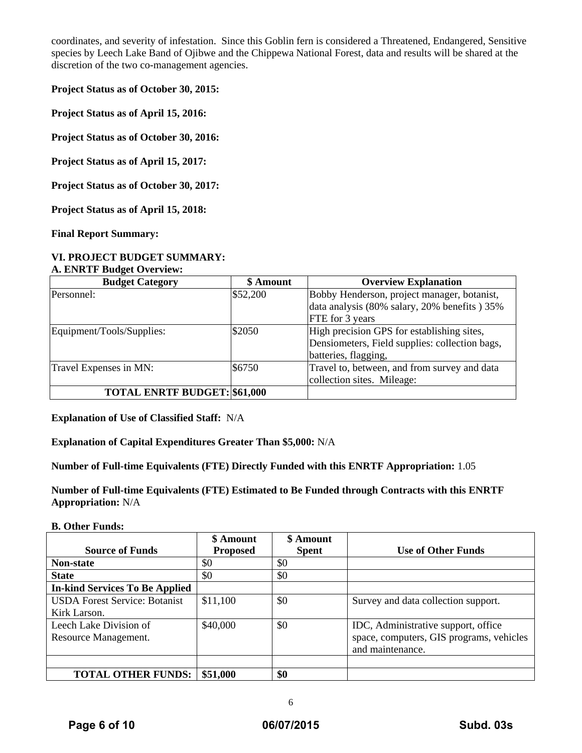coordinates, and severity of infestation. Since this Goblin fern is considered a Threatened, Endangered, Sensitive species by Leech Lake Band of Ojibwe and the Chippewa National Forest, data and results will be shared at the discretion of the two co-management agencies.

**Project Status as of October 30, 2015:**

**Project Status as of April 15, 2016:**

**Project Status as of October 30, 2016:**

**Project Status as of April 15, 2017:**

**Project Status as of October 30, 2017:**

**Project Status as of April 15, 2018:**

**Final Report Summary:**

**VI. PROJECT BUDGET SUMMARY:**

**A. ENRTF Budget Overview:**

| Budget Category | $ Amount | Overview Explanation |
|---|---|---|
| Personnel: | $52,200 | Bobby Henderson, project manager, botanist, data analysis (80% salary, 20% benefits ) 35% FTE for 3 years |
| Equipment/Tools/Supplies: | $2050 | High precision GPS for establishing sites, Densiometers, Field supplies: collection bags, batteries, flagging, |
| Travel Expenses in MN: | $6750 | Travel to, between, and from survey and data collection sites. Mileage: |
| **TOTAL ENRTF BUDGET:** | **$61,000** | |

**Explanation of Use of Classified Staff:** N/A

**Explanation of Capital Expenditures Greater Than $5,000:** N/A

**Number of Full-time Equivalents (FTE) Directly Funded with this ENRTF Appropriation:** 1.05

**Number of Full-time Equivalents (FTE) Estimated to Be Funded through Contracts with this ENRTF Appropriation:** N/A

**B. Other Funds:**

| Source of Funds | $ Amount Proposed | $ Amount Spent | Use of Other Funds |
|---|---|---|---|
| **Non-state** | $0 | $0 | |
| **State** | $0 | $0 | |
| **In-kind Services To Be Applied** | | | |
| USDA Forest Service: Botanist Kirk Larson. | $11,100 | $0 | Survey and data collection support. |
| Leech Lake Division of Resource Management. | $40,000 | $0 | IDC, Administrative support, office space, computers, GIS programs, vehicles and maintenance. |
| | | | |
| **TOTAL OTHER FUNDS:** | **$51,000** | **$0** | |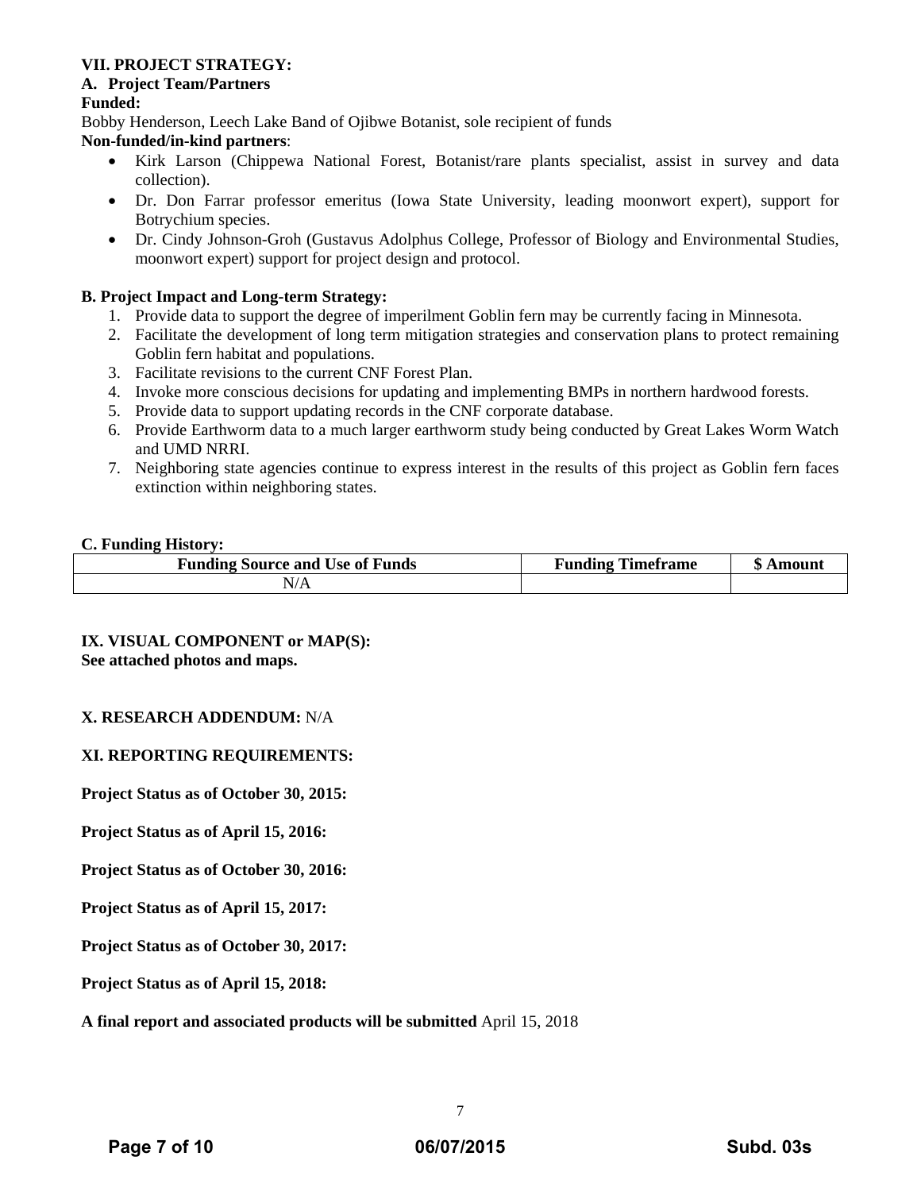## VII. PROJECT STRATEGY:

### A. Project Team/Partners

**Funded:**

Bobby Henderson, Leech Lake Band of Ojibwe Botanist, sole recipient of funds

**Non-funded/in-kind partners**:

- Kirk Larson (Chippewa National Forest, Botanist/rare plants specialist, assist in survey and data collection).
- Dr. Don Farrar professor emeritus (Iowa State University, leading moonwort expert), support for Botrychium species.
- Dr. Cindy Johnson-Groh (Gustavus Adolphus College, Professor of Biology and Environmental Studies, moonwort expert) support for project design and protocol.

### B. Project Impact and Long-term Strategy:

1. Provide data to support the degree of imperilment Goblin fern may be currently facing in Minnesota.
2. Facilitate the development of long term mitigation strategies and conservation plans to protect remaining Goblin fern habitat and populations.
3. Facilitate revisions to the current CNF Forest Plan.
4. Invoke more conscious decisions for updating and implementing BMPs in northern hardwood forests.
5. Provide data to support updating records in the CNF corporate database.
6. Provide Earthworm data to a much larger earthworm study being conducted by Great Lakes Worm Watch and UMD NRRI.
7. Neighboring state agencies continue to express interest in the results of this project as Goblin fern faces extinction within neighboring states.

### C. Funding History:

| Funding Source and Use of Funds | Funding Timeframe | $ Amount |
|---|---|---|
| N/A | | |

## IX. VISUAL COMPONENT or MAP(S):

**See attached photos and maps.**

## X. RESEARCH ADDENDUM: N/A

## XI. REPORTING REQUIREMENTS:

**Project Status as of October 30, 2015:**

**Project Status as of April 15, 2016:**

**Project Status as of October 30, 2016:**

**Project Status as of April 15, 2017:**

**Project Status as of October 30, 2017:**

**Project Status as of April 15, 2018:**

**A final report and associated products will be submitted** April 15, 2018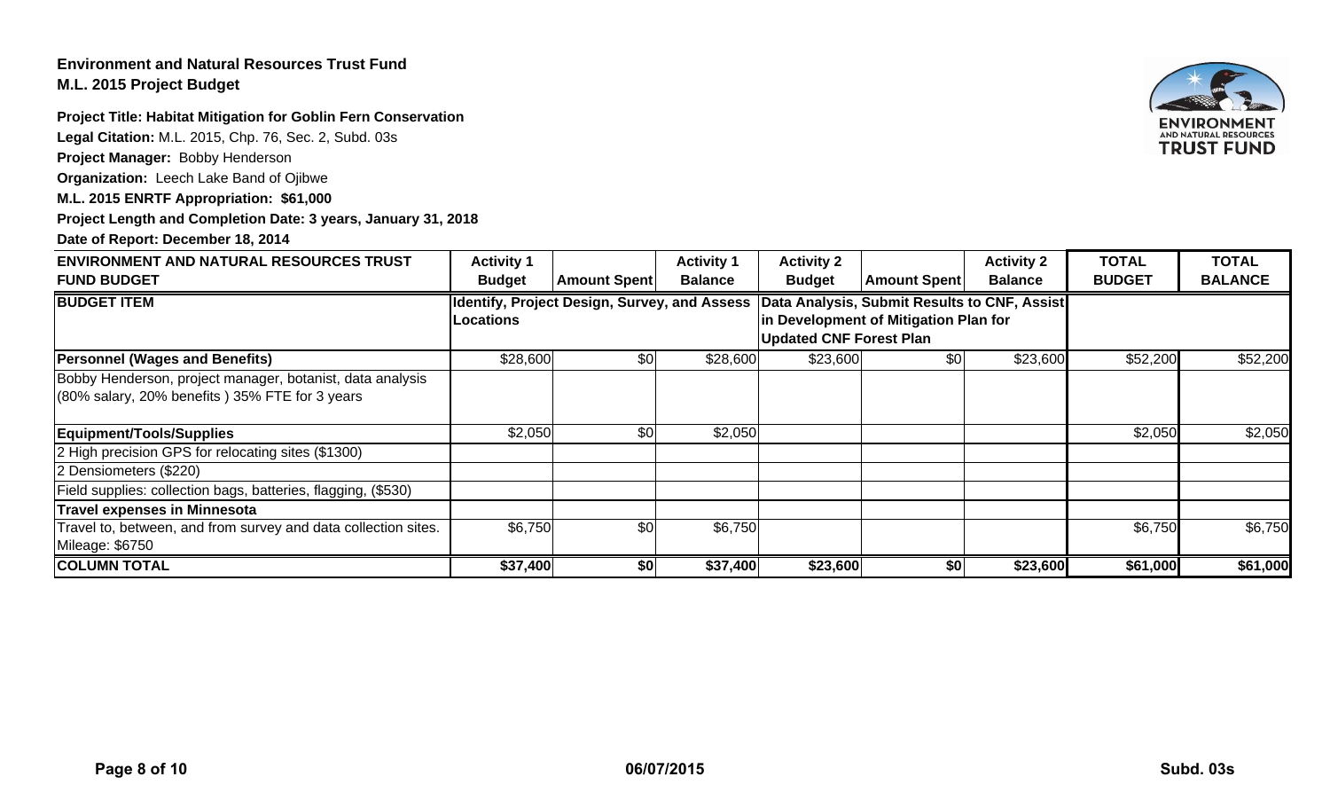**Environment and Natural Resources Trust Fund**
**M.L. 2015 Project Budget**

**Project Title: Habitat Mitigation for Goblin Fern Conservation**

**Legal Citation:** M.L. 2015, Chp. 76, Sec. 2, Subd. 03s

**Project Manager:** Bobby Henderson

**Organization:** Leech Lake Band of Ojibwe

**M.L. 2015 ENRTF Appropriation: $61,000**

**Project Length and Completion Date: 3 years, January 31, 2018**

**Date of Report: December 18, 2014**

| ENVIRONMENT AND NATURAL RESOURCES TRUST FUND BUDGET | Activity 1 Budget | Amount Spent | Activity 1 Balance | Activity 2 Budget | Amount Spent | Activity 2 Balance | TOTAL BUDGET | TOTAL BALANCE |
|---|---|---|---|---|---|---|---|---|
| **BUDGET ITEM** | **Identify, Project Design, Survey, and Assess Locations** | | | **Data Analysis, Submit Results to CNF, Assist in Development of Mitigation Plan for Updated CNF Forest Plan** | | | | |
| **Personnel (Wages and Benefits)** | $28,600 | $0 | $28,600 | $23,600 | $0 | $23,600 | $52,200 | $52,200 |
| Bobby Henderson, project manager, botanist, data analysis (80% salary, 20% benefits ) 35% FTE for 3 years | | | | | | | | |
| **Equipment/Tools/Supplies** | $2,050 | $0 | $2,050 | | | | $2,050 | $2,050 |
| 2 High precision GPS for relocating sites ($1300) | | | | | | | | |
| 2 Densiometers ($220) | | | | | | | | |
| Field supplies: collection bags, batteries, flagging, ($530) | | | | | | | | |
| **Travel expenses in Minnesota** | | | | | | | | |
| Travel to, between, and from survey and data collection sites. Mileage: $6750 | $6,750 | $0 | $6,750 | | | | $6,750 | $6,750 |
| **COLUMN TOTAL** | **$37,400** | **$0** | **$37,400** | **$23,600** | **$0** | **$23,600** | **$61,000** | **$61,000** |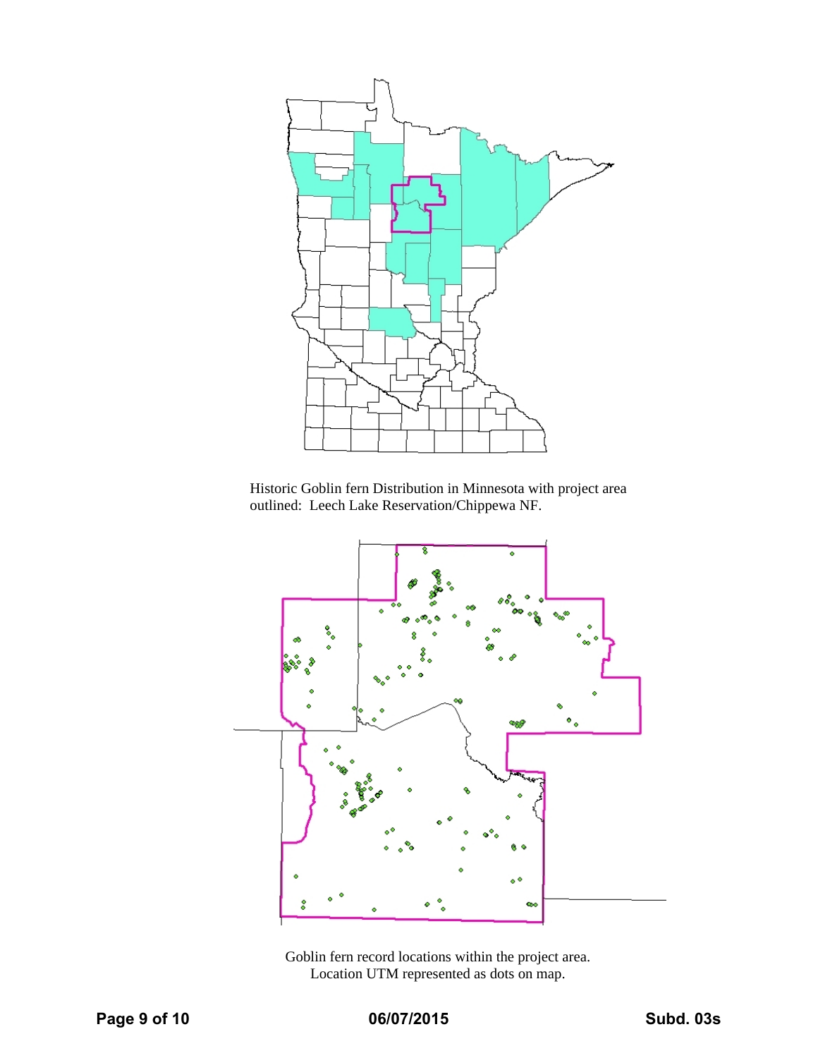Historic Goblin fern Distribution in Minnesota with project area outlined: Leech Lake Reservation/Chippewa NF.

Goblin fern record locations within the project area.
Location UTM represented as dots on map.